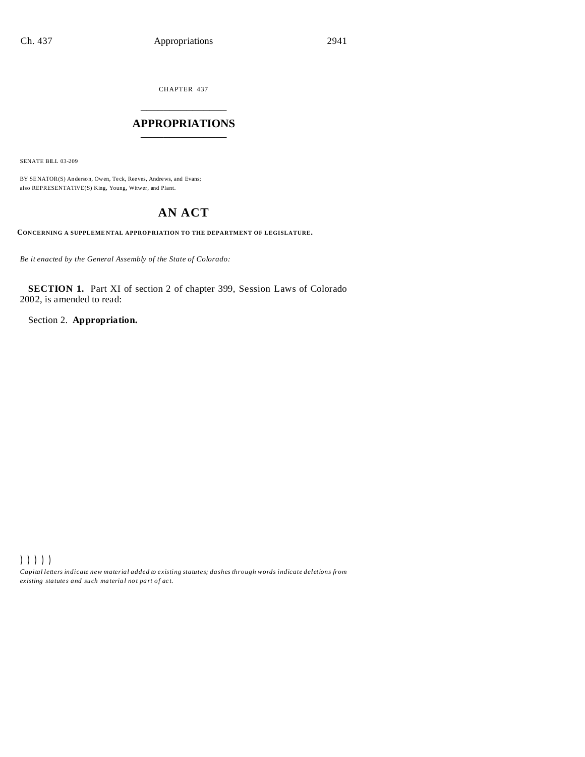CHAPTER 437

# APPROPRIATIONS

SENATE BILL 03-209

BY SENATOR(S) Anderson, Owen, Teck, Reeves, Andrews, and Evans;
also REPRESENTATIVE(S) King, Young, Witwer, and Plant.

# AN ACT

**CONCERNING A SUPPLEMENTAL APPROPRIATION TO THE DEPARTMENT OF LEGISLATURE.**

*Be it enacted by the General Assembly of the State of Colorado:*

**SECTION 1.** Part XI of section 2 of chapter 399, Session Laws of Colorado 2002, is amended to read:

Section 2. **Appropriation.**

) ) ) ) )

*Capital letters indicate new material added to existing statutes; dashes through words indicate deletions from existing statutes and such material not part of act.*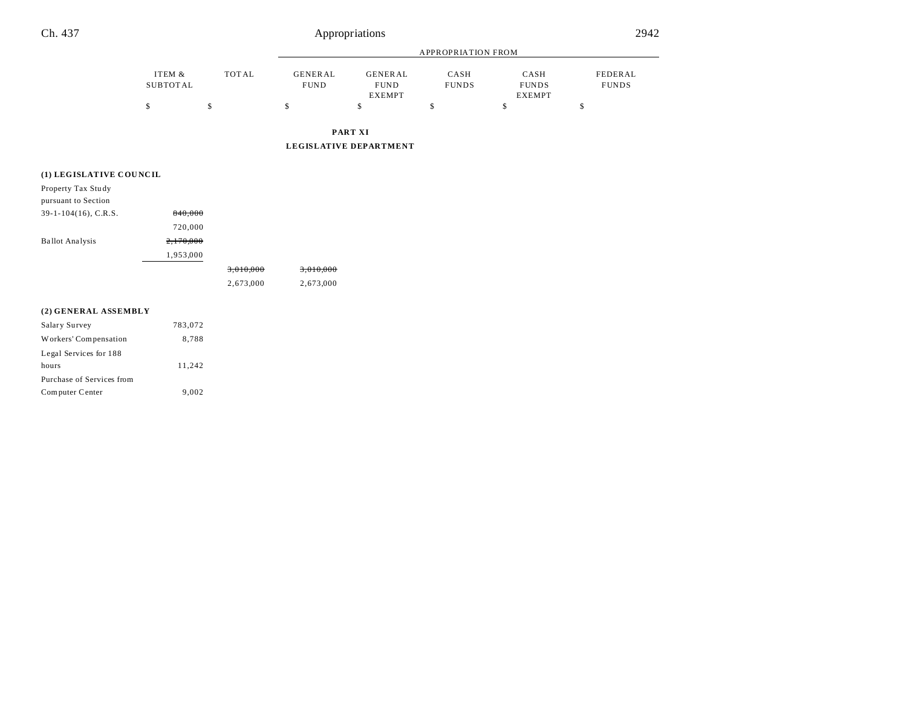| | ITEM & SUBTOTAL | TOTAL | APPROPRIATION FROM | | | | |
|---|---|---|---|---|---|---|---|
| | | | GENERAL FUND | GENERAL FUND EXEMPT | CASH FUNDS | CASH FUNDS EXEMPT | FEDERAL FUNDS |
| | $ | $ | $ | $ | $ | $ | $ |

**PART XI**

**LEGISLATIVE DEPARTMENT**

| | ITEM & SUBTOTAL | TOTAL | GENERAL FUND | GENERAL FUND EXEMPT | CASH FUNDS | CASH FUNDS EXEMPT | FEDERAL FUNDS |
|---|---|---|---|---|---|---|---|
| **(1) LEGISLATIVE COUNCIL** | | | | | | | |
| Property Tax Study pursuant to Section 39-1-104(16), C.R.S. | ~~840,000~~ | | | | | | |
| | 720,000 | | | | | | |
| Ballot Analysis | ~~2,170,000~~ | | | | | | |
| | 1,953,000 | | | | | | |
| | | ~~3,010,000~~ | ~~3,010,000~~ | | | | |
| | | 2,673,000 | 2,673,000 | | | | |
| **(2) GENERAL ASSEMBLY** | | | | | | | |
| Salary Survey | 783,072 | | | | | | |
| Workers' Compensation | 8,788 | | | | | | |
| Legal Services for 188 hours | 11,242 | | | | | | |
| Purchase of Services from Computer Center | 9,002 | | | | | | |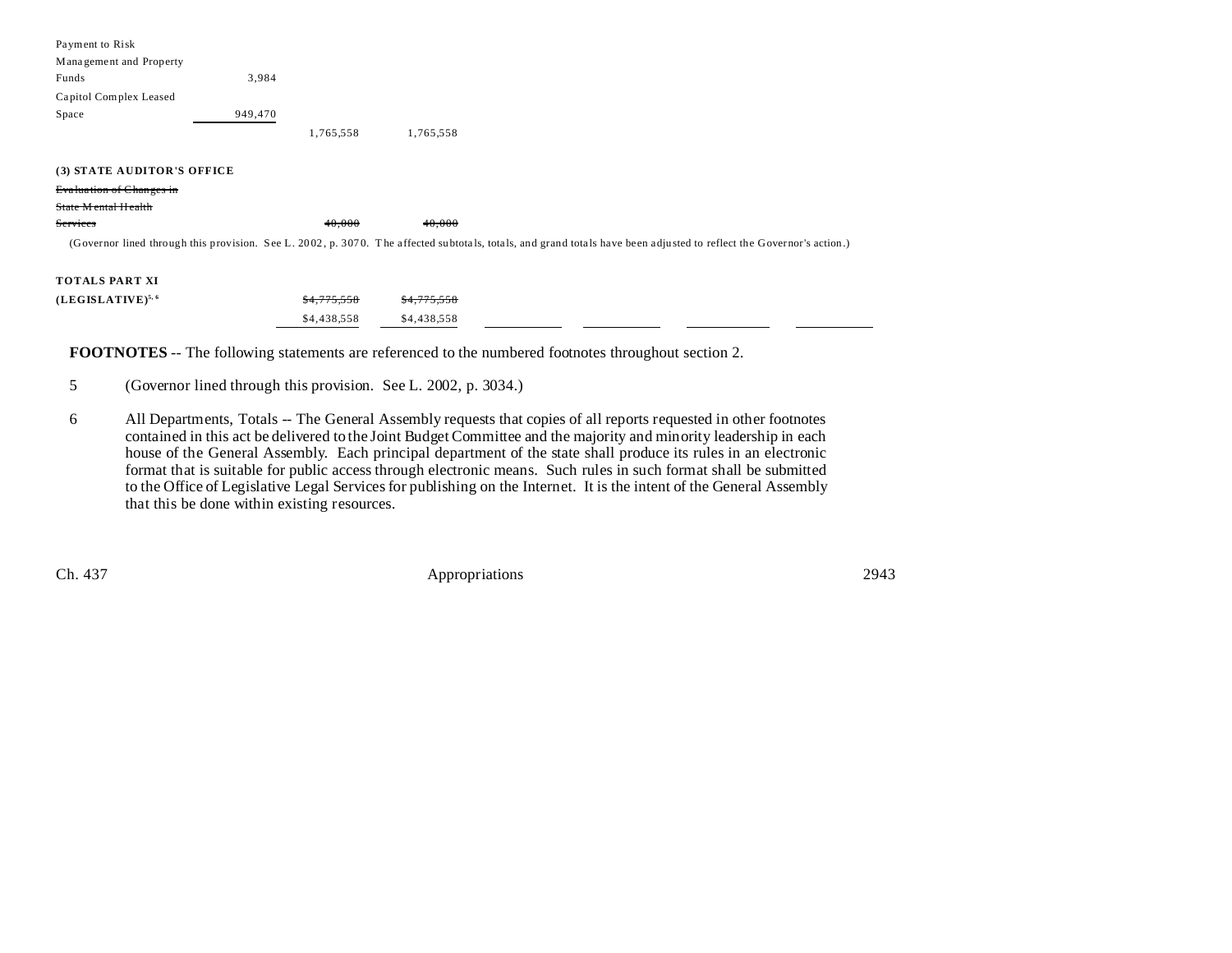| | | | | | | | |
|---|---|---|---|---|---|---|---|
| Payment to Risk Management and Property Funds | 3,984 | | | | | | |
| Capitol Complex Leased Space | 949,470 | | | | | | |
| | | 1,765,558 | 1,765,558 | | | | |

**(3) STATE AUDITOR'S OFFICE**

| | | | | | | | |
|---|---|---|---|---|---|---|---|
| ~~Evaluation of Changes in State Mental Health Services~~ | | ~~40,000~~ | ~~40,000~~ | | | | |

(Governor lined through this provision. See L. 2002, p. 3070. The affected subtotals, totals, and grand totals have been adjusted to reflect the Governor's action.)

| | | | | | | | |
|---|---|---|---|---|---|---|---|
| **TOTALS PART XI (LEGISLATIVE)**[5, 6] | | ~~$4,775,558~~ | ~~$4,775,558~~ | | | | |
| | | $4,438,558 | $4,438,558 | | | | |

**FOOTNOTES** -- The following statements are referenced to the numbered footnotes throughout section 2.

5 (Governor lined through this provision. See L. 2002, p. 3034.)

6 All Departments, Totals -- The General Assembly requests that copies of all reports requested in other footnotes contained in this act be delivered to the Joint Budget Committee and the majority and minority leadership in each house of the General Assembly. Each principal department of the state shall produce its rules in an electronic format that is suitable for public access through electronic means. Such rules in such format shall be submitted to the Office of Legislative Legal Services for publishing on the Internet. It is the intent of the General Assembly that this be done within existing resources.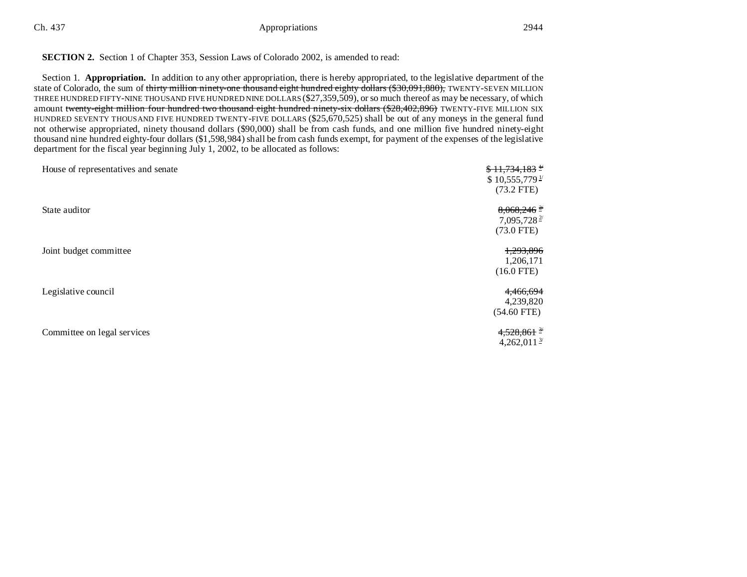**SECTION 2.** Section 1 of Chapter 353, Session Laws of Colorado 2002, is amended to read:

Section 1. **Appropriation.** In addition to any other appropriation, there is hereby appropriated, to the legislative department of the state of Colorado, the sum of ~~thirty million ninety-one thousand eight hundred eighty dollars ($30,091,880),~~ TWENTY-SEVEN MILLION THREE HUNDRED FIFTY-NINE THOUSAND FIVE HUNDRED NINE DOLLARS ($27,359,509), or so much thereof as may be necessary, of which amount ~~twenty-eight million four hundred two thousand eight hundred ninety-six dollars ($28,402,896)~~ TWENTY-FIVE MILLION SIX HUNDRED SEVENTY THOUSAND FIVE HUNDRED TWENTY-FIVE DOLLARS ($25,670,525) shall be out of any moneys in the general fund not otherwise appropriated, ninety thousand dollars ($90,000) shall be from cash funds, and one million five hundred ninety-eight thousand nine hundred eighty-four dollars ($1,598,984) shall be from cash funds exempt, for payment of the expenses of the legislative department for the fiscal year beginning July 1, 2002, to be allocated as follows:

| | |
|---|---|
| House of representatives and senate | ~~$ 11,734,183~~ [1/] |
| | $ 10,555,779 [1/] |
| | (73.2 FTE) |
| State auditor | ~~8,068,246~~ [2/] |
| | 7,095,728 [2/] |
| | (73.0 FTE) |
| Joint budget committee | ~~1,293,896~~ |
| | 1,206,171 |
| | (16.0 FTE) |
| Legislative council | ~~4,466,694~~ |
| | 4,239,820 |
| | (54.60 FTE) |
| Committee on legal services | ~~4,528,861~~ [3/] |
| | 4,262,011 [3/] |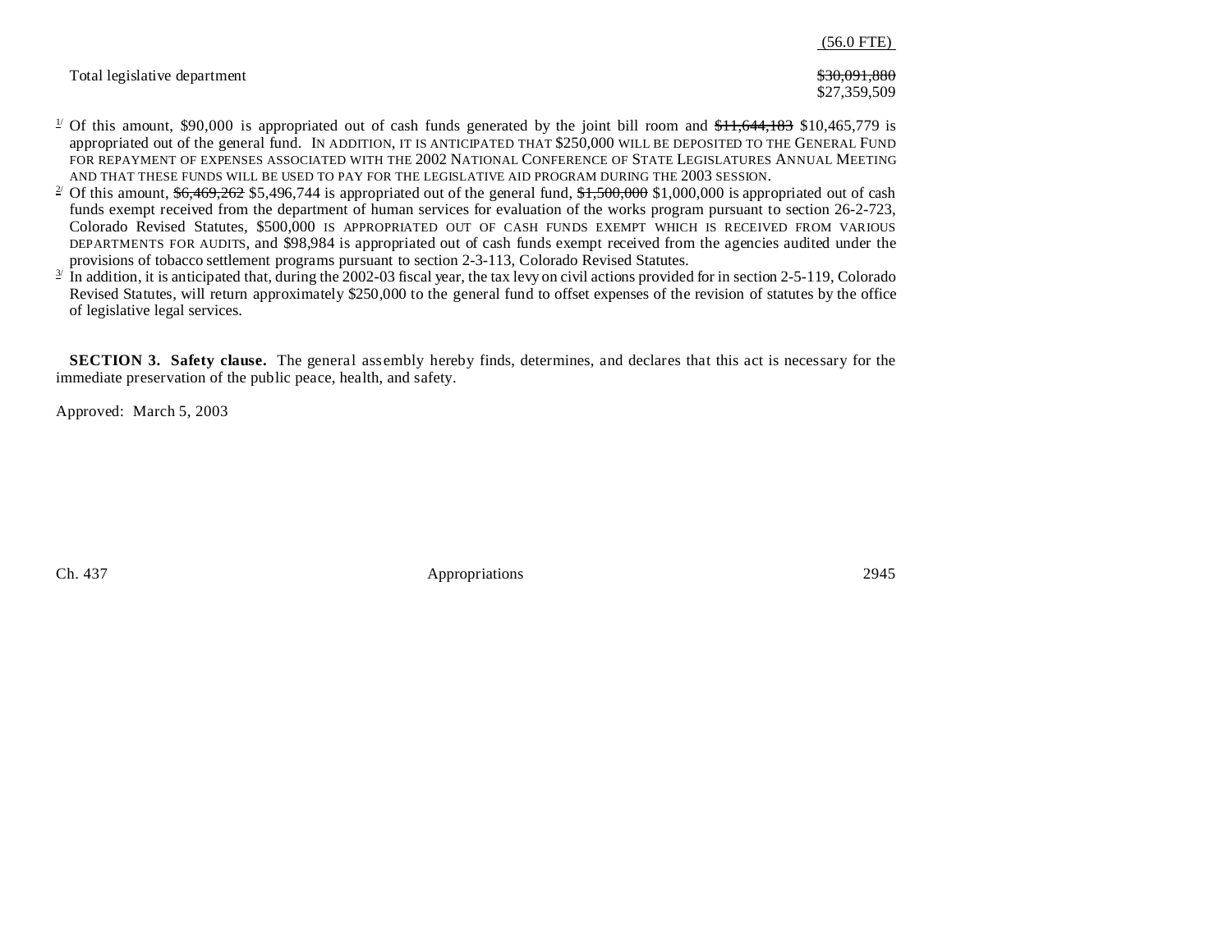(56.0 FTE)

| | |
|---|---|
| Total legislative department | ~~$30,091,880~~<br>$27,359,509 |

[1] Of this amount, $90,000 is appropriated out of cash funds generated by the joint bill room and ~~$11,644,183~~ $10,465,779 is appropriated out of the general fund. IN ADDITION, IT IS ANTICIPATED THAT $250,000 WILL BE DEPOSITED TO THE GENERAL FUND FOR REPAYMENT OF EXPENSES ASSOCIATED WITH THE 2002 NATIONAL CONFERENCE OF STATE LEGISLATURES ANNUAL MEETING AND THAT THESE FUNDS WILL BE USED TO PAY FOR THE LEGISLATIVE AID PROGRAM DURING THE 2003 SESSION.

[2] Of this amount, ~~$6,469,262~~ $5,496,744 is appropriated out of the general fund, ~~$1,500,000~~ $1,000,000 is appropriated out of cash funds exempt received from the department of human services for evaluation of the works program pursuant to section 26-2-723, Colorado Revised Statutes, $500,000 IS APPROPRIATED OUT OF CASH FUNDS EXEMPT WHICH IS RECEIVED FROM VARIOUS DEPARTMENTS FOR AUDITS, and $98,984 is appropriated out of cash funds exempt received from the agencies audited under the provisions of tobacco settlement programs pursuant to section 2-3-113, Colorado Revised Statutes.

[3] In addition, it is anticipated that, during the 2002-03 fiscal year, the tax levy on civil actions provided for in section 2-5-119, Colorado Revised Statutes, will return approximately $250,000 to the general fund to offset expenses of the revision of statutes by the office of legislative legal services.

**SECTION 3. Safety clause.** The general assembly hereby finds, determines, and declares that this act is necessary for the immediate preservation of the public peace, health, and safety.

Approved: March 5, 2003